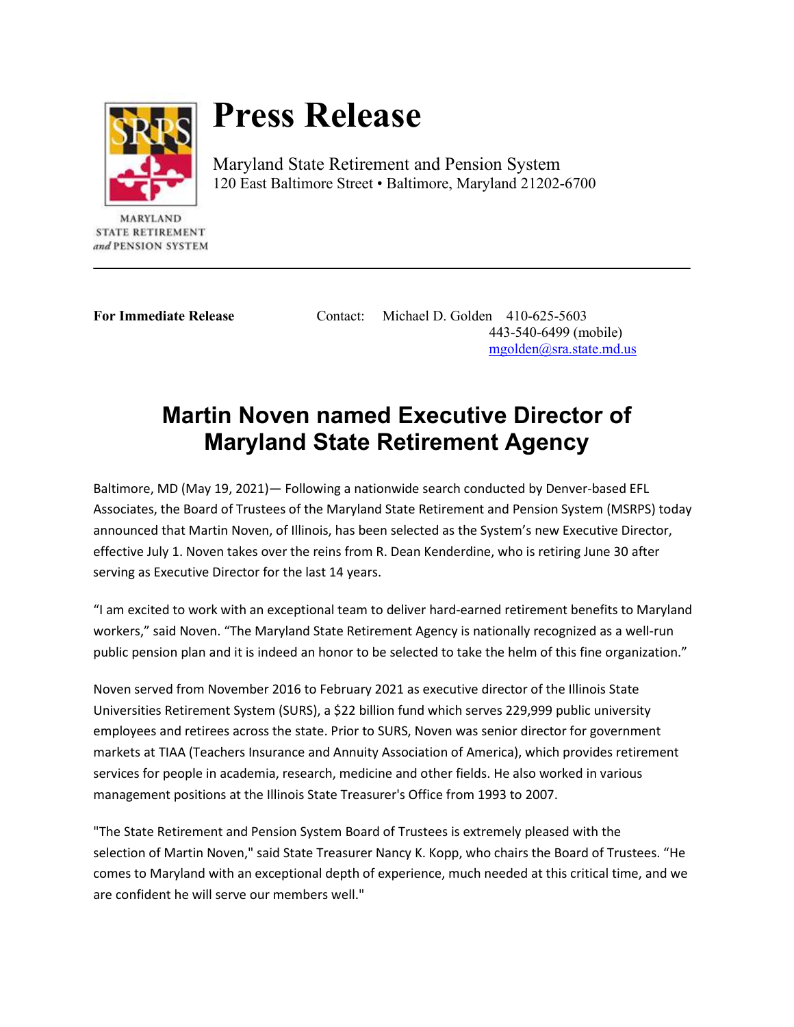# Press Release

Maryland State Retirement and Pension System
120 East Baltimore Street • Baltimore, Maryland 21202-6700

MARYLAND
STATE RETIREMENT
*and* PENSION SYSTEM

---

**For Immediate Release**

Contact: Michael D. Golden 410-625-5603
443-540-6499 (mobile)
mgolden@sra.state.md.us

## Martin Noven named Executive Director of Maryland State Retirement Agency

Baltimore, MD (May 19, 2021)— Following a nationwide search conducted by Denver-based EFL Associates, the Board of Trustees of the Maryland State Retirement and Pension System (MSRPS) today announced that Martin Noven, of Illinois, has been selected as the System's new Executive Director, effective July 1. Noven takes over the reins from R. Dean Kenderdine, who is retiring June 30 after serving as Executive Director for the last 14 years.

"I am excited to work with an exceptional team to deliver hard-earned retirement benefits to Maryland workers," said Noven. "The Maryland State Retirement Agency is nationally recognized as a well-run public pension plan and it is indeed an honor to be selected to take the helm of this fine organization."

Noven served from November 2016 to February 2021 as executive director of the Illinois State Universities Retirement System (SURS), a $22 billion fund which serves 229,999 public university employees and retirees across the state. Prior to SURS, Noven was senior director for government markets at TIAA (Teachers Insurance and Annuity Association of America), which provides retirement services for people in academia, research, medicine and other fields. He also worked in various management positions at the Illinois State Treasurer's Office from 1993 to 2007.

"The State Retirement and Pension System Board of Trustees is extremely pleased with the selection of Martin Noven," said State Treasurer Nancy K. Kopp, who chairs the Board of Trustees. "He comes to Maryland with an exceptional depth of experience, much needed at this critical time, and we are confident he will serve our members well."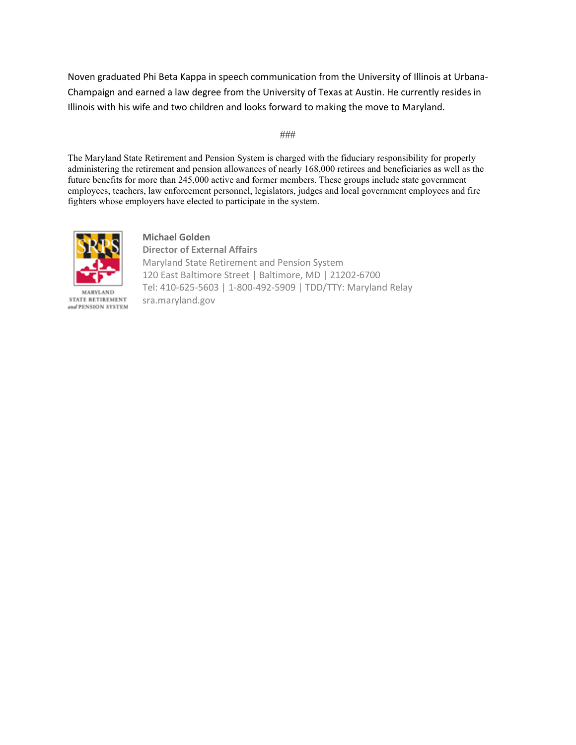Noven graduated Phi Beta Kappa in speech communication from the University of Illinois at Urbana-Champaign and earned a law degree from the University of Texas at Austin. He currently resides in Illinois with his wife and two children and looks forward to making the move to Maryland.

###

The Maryland State Retirement and Pension System is charged with the fiduciary responsibility for properly administering the retirement and pension allowances of nearly 168,000 retirees and beneficiaries as well as the future benefits for more than 245,000 active and former members. These groups include state government employees, teachers, law enforcement personnel, legislators, judges and local government employees and fire fighters whose employers have elected to participate in the system.

SRPS
MARYLAND
STATE RETIREMENT
*and* PENSION SYSTEM

**Michael Golden**
**Director of External Affairs**
Maryland State Retirement and Pension System
120 East Baltimore Street | Baltimore, MD | 21202-6700
Tel: 410-625-5603 | 1-800-492-5909 | TDD/TTY: Maryland Relay
sra.maryland.gov